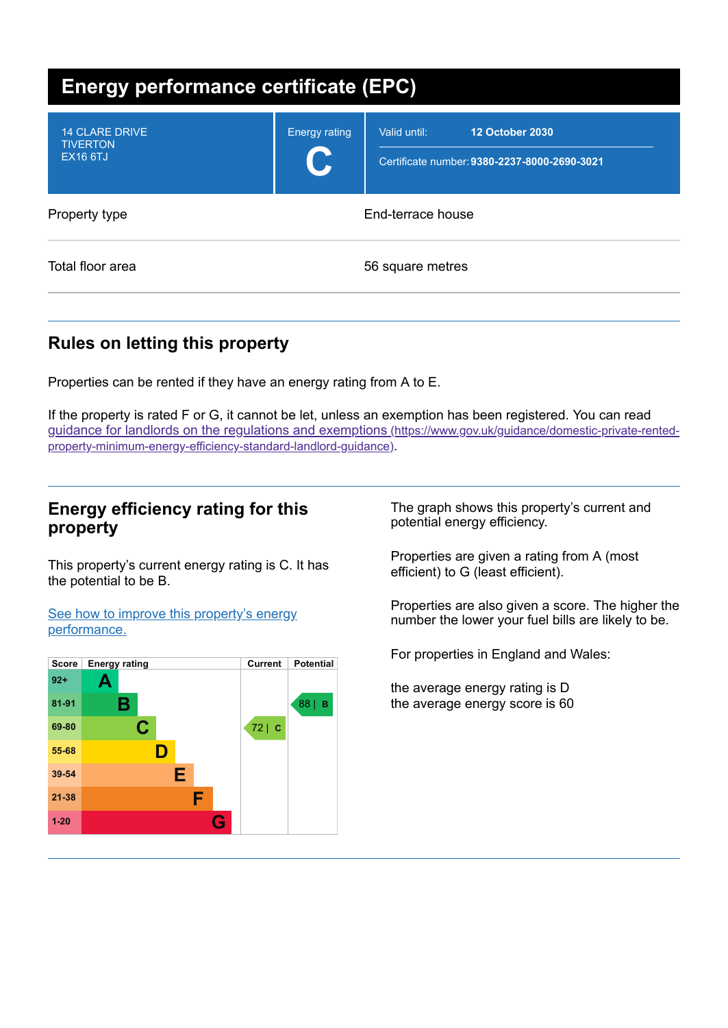# Energy performance certificate (EPC)

| 14 CLARE DRIVE<br>TIVERTON<br>EX16 6TJ | Energy rating<br>**C** | Valid until: **12 October 2030**<br>Certificate number: **9380-2237-8000-2690-3021** |
|---|---|---|

| | |
|---|---|
| Property type | End-terrace house |
| Total floor area | 56 square metres |

## Rules on letting this property

Properties can be rented if they have an energy rating from A to E.

If the property is rated F or G, it cannot be let, unless an exemption has been registered. You can read [guidance for landlords on the regulations and exemptions (https://www.gov.uk/guidance/domestic-private-rented-property-minimum-energy-efficiency-standard-landlord-guidance)](https://www.gov.uk/guidance/domestic-private-rented-property-minimum-energy-efficiency-standard-landlord-guidance).

## Energy efficiency rating for this property

This property's current energy rating is C. It has the potential to be B.

[See how to improve this property's energy performance.]()

| Score | Energy rating | Current | Potential |
|---|---|---|---|
| 92+ | A | | |
| 81-91 | B | | 88 \| B |
| 69-80 | C | 72 \| C | |
| 55-68 | D | | |
| 39-54 | E | | |
| 21-38 | F | | |
| 1-20 | G | | |

The graph shows this property's current and potential energy efficiency.

Properties are given a rating from A (most efficient) to G (least efficient).

Properties are also given a score. The higher the number the lower your fuel bills are likely to be.

For properties in England and Wales:

the average energy rating is D
the average energy score is 60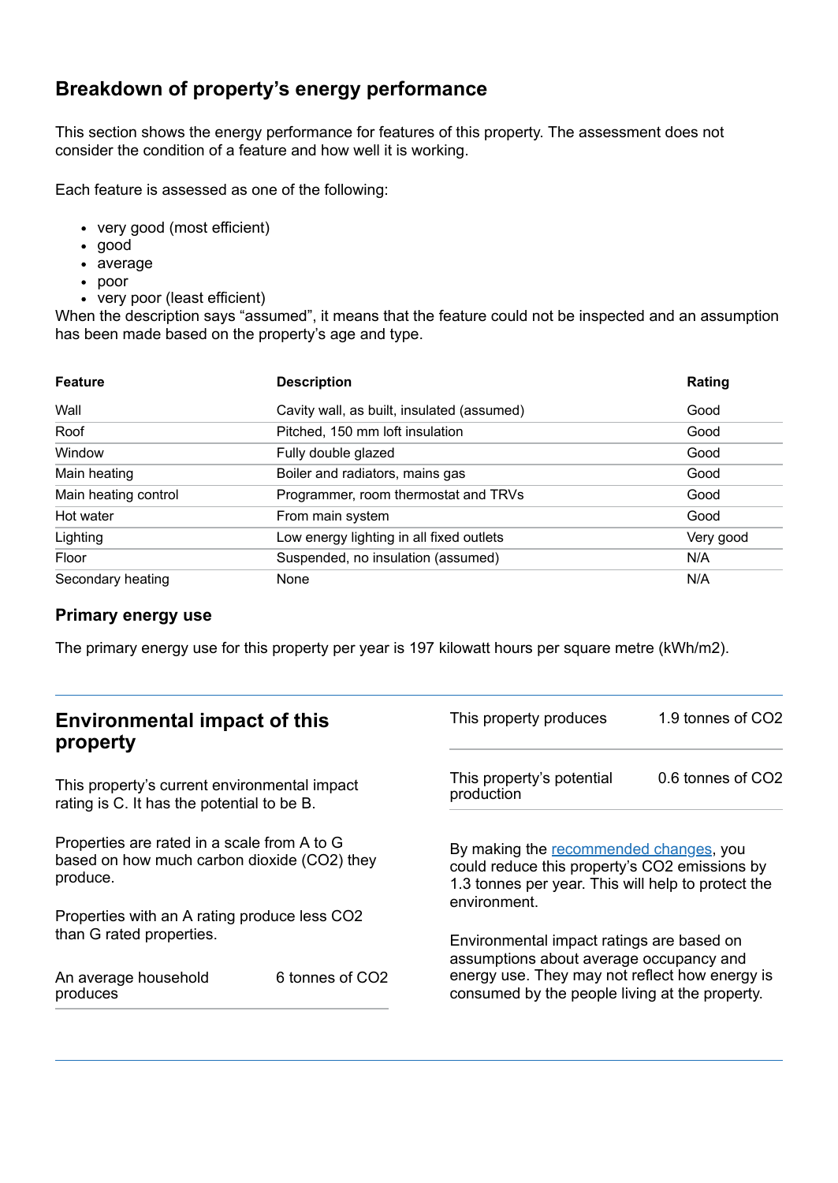## Breakdown of property's energy performance

This section shows the energy performance for features of this property. The assessment does not consider the condition of a feature and how well it is working.

Each feature is assessed as one of the following:

- very good (most efficient)
- good
- average
- poor
- very poor (least efficient)

When the description says "assumed", it means that the feature could not be inspected and an assumption has been made based on the property's age and type.

| Feature | Description | Rating |
|---|---|---|
| Wall | Cavity wall, as built, insulated (assumed) | Good |
| Roof | Pitched, 150 mm loft insulation | Good |
| Window | Fully double glazed | Good |
| Main heating | Boiler and radiators, mains gas | Good |
| Main heating control | Programmer, room thermostat and TRVs | Good |
| Hot water | From main system | Good |
| Lighting | Low energy lighting in all fixed outlets | Very good |
| Floor | Suspended, no insulation (assumed) | N/A |
| Secondary heating | None | N/A |

### Primary energy use

The primary energy use for this property per year is 197 kilowatt hours per square metre (kWh/m2).

## Environmental impact of this property

This property's current environmental impact rating is C. It has the potential to be B.

Properties are rated in a scale from A to G based on how much carbon dioxide ($CO_2$) they produce.

Properties with an A rating produce less $CO_2$ than G rated properties.

| | |
|---|---|
| An average household produces | 6 tonnes of $CO_2$ |
| This property produces | 1.9 tonnes of $CO_2$ |
| This property's potential production | 0.6 tonnes of $CO_2$ |

By making the recommended changes, you could reduce this property's $CO_2$ emissions by 1.3 tonnes per year. This will help to protect the environment.

Environmental impact ratings are based on assumptions about average occupancy and energy use. They may not reflect how energy is consumed by the people living at the property.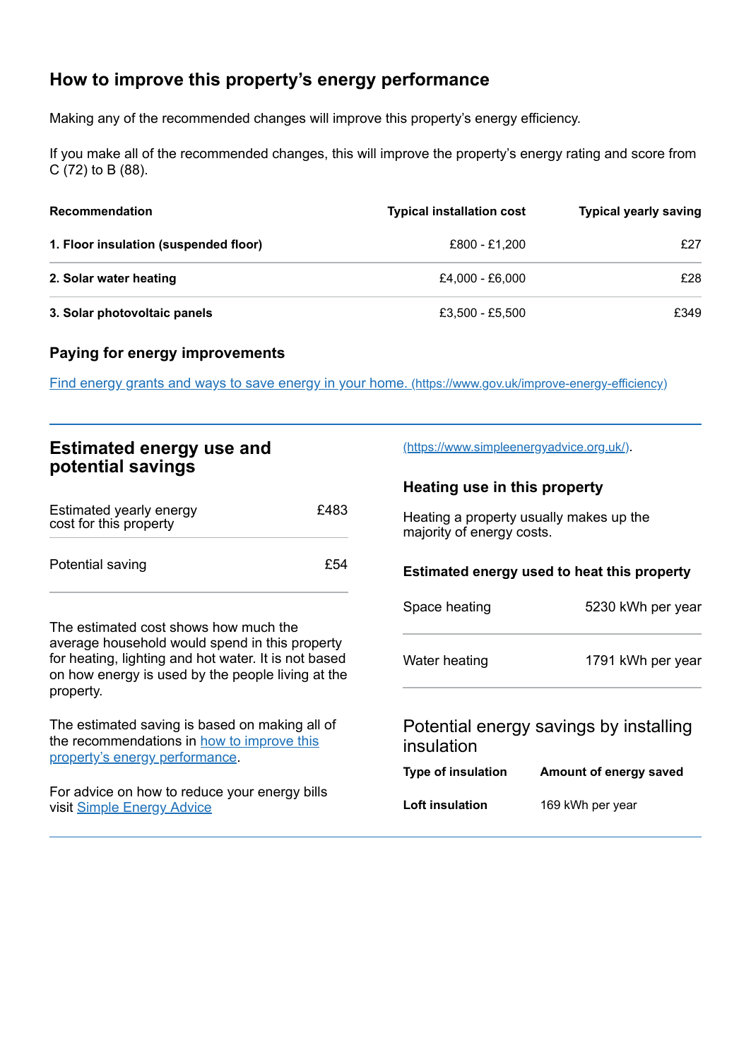## How to improve this property's energy performance

Making any of the recommended changes will improve this property's energy efficiency.

If you make all of the recommended changes, this will improve the property's energy rating and score from C (72) to B (88).

| Recommendation | Typical installation cost | Typical yearly saving |
|---|---|---|
| **1. Floor insulation (suspended floor)** | £800 - £1,200 | £27 |
| **2. Solar water heating** | £4,000 - £6,000 | £28 |
| **3. Solar photovoltaic panels** | £3,500 - £5,500 | £349 |

### Paying for energy improvements

[Find energy grants and ways to save energy in your home. (https://www.gov.uk/improve-energy-efficiency)](https://www.gov.uk/improve-energy-efficiency)

## Estimated energy use and potential savings

| | |
|---|---|
| Estimated yearly energy cost for this property | £483 |
| Potential saving | £54 |

The estimated cost shows how much the average household would spend in this property for heating, lighting and hot water. It is not based on how energy is used by the people living at the property.

The estimated saving is based on making all of the recommendations in [how to improve this property's energy performance](#).

For advice on how to reduce your energy bills visit [Simple Energy Advice (https://www.simpleenergyadvice.org.uk/)](https://www.simpleenergyadvice.org.uk/).

### Heating use in this property

Heating a property usually makes up the majority of energy costs.

#### Estimated energy used to heat this property

| | |
|---|---|
| Space heating | 5230 kWh per year |
| Water heating | 1791 kWh per year |

### Potential energy savings by installing insulation

| Type of insulation | Amount of energy saved |
|---|---|
| **Loft insulation** | 169 kWh per year |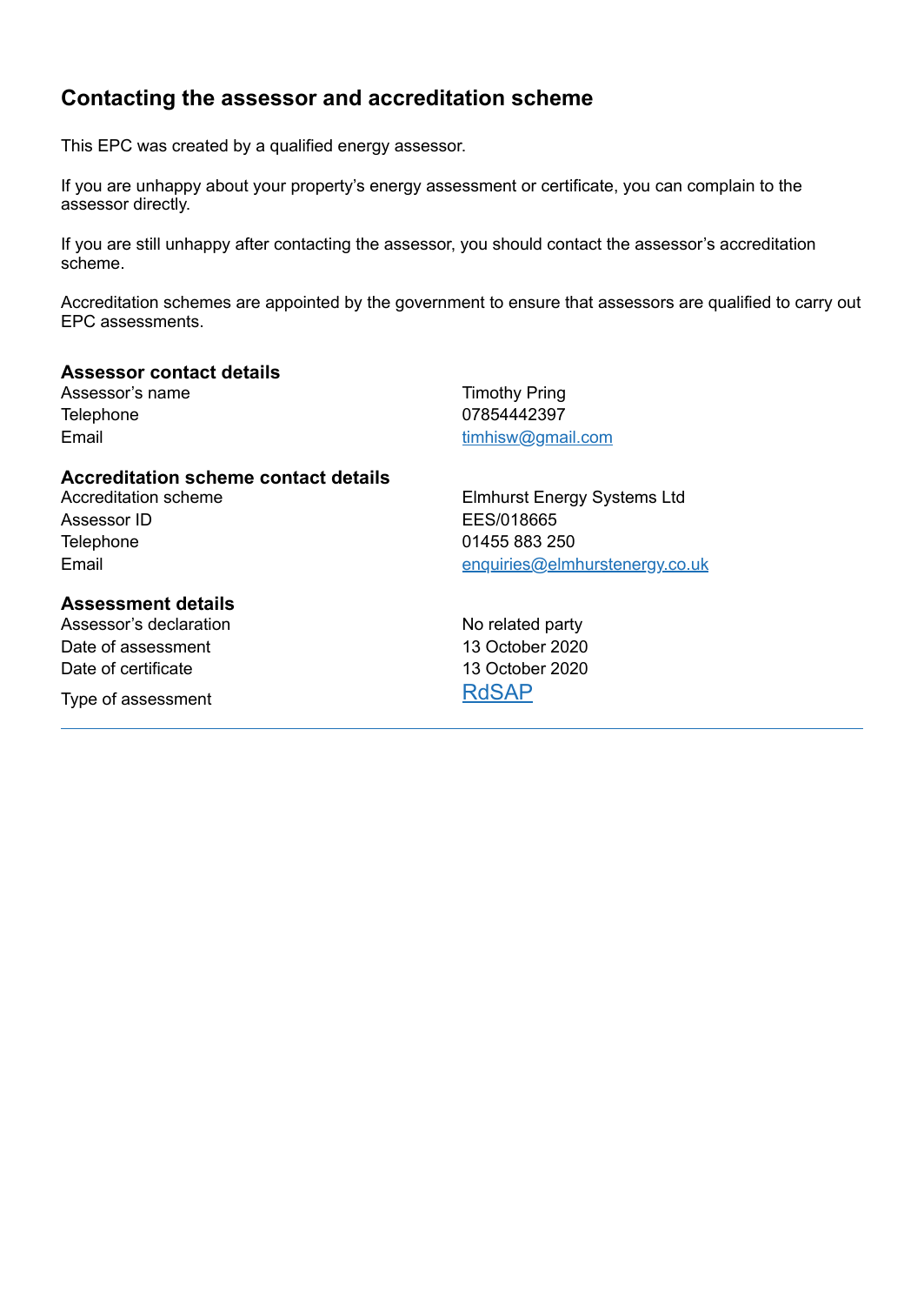## Contacting the assessor and accreditation scheme

This EPC was created by a qualified energy assessor.

If you are unhappy about your property's energy assessment or certificate, you can complain to the assessor directly.

If you are still unhappy after contacting the assessor, you should contact the assessor's accreditation scheme.

Accreditation schemes are appointed by the government to ensure that assessors are qualified to carry out EPC assessments.

### Assessor contact details

| | |
|---|---|
| Assessor's name | Timothy Pring |
| Telephone | 07854442397 |
| Email | timhisw@gmail.com |

### Accreditation scheme contact details

| | |
|---|---|
| Accreditation scheme | Elmhurst Energy Systems Ltd |
| Assessor ID | EES/018665 |
| Telephone | 01455 883 250 |
| Email | enquiries@elmhurstenergy.co.uk |

### Assessment details

| | |
|---|---|
| Assessor's declaration | No related party |
| Date of assessment | 13 October 2020 |
| Date of certificate | 13 October 2020 |
| Type of assessment | RdSAP |